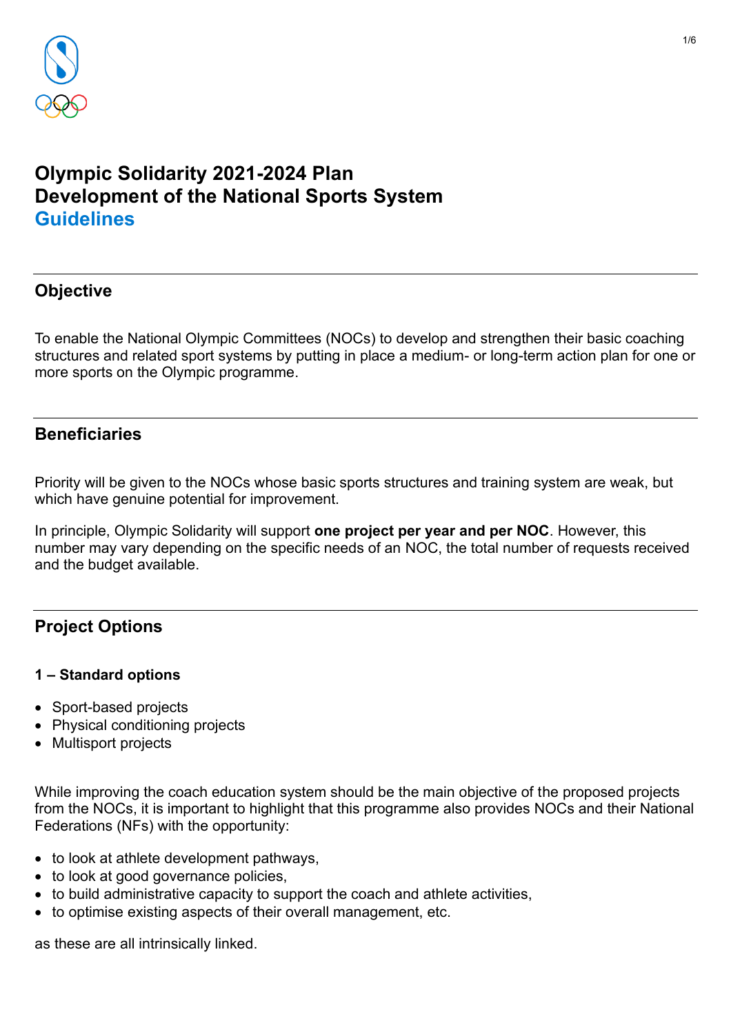# Olympic Solidarity 2021-2024 Plan
# Development of the National Sports System
# Guidelines

## Objective

To enable the National Olympic Committees (NOCs) to develop and strengthen their basic coaching structures and related sport systems by putting in place a medium- or long-term action plan for one or more sports on the Olympic programme.

## Beneficiaries

Priority will be given to the NOCs whose basic sports structures and training system are weak, but which have genuine potential for improvement.

In principle, Olympic Solidarity will support **one project per year and per NOC**. However, this number may vary depending on the specific needs of an NOC, the total number of requests received and the budget available.

## Project Options

### 1 – Standard options

- Sport-based projects
- Physical conditioning projects
- Multisport projects

While improving the coach education system should be the main objective of the proposed projects from the NOCs, it is important to highlight that this programme also provides NOCs and their National Federations (NFs) with the opportunity:

- to look at athlete development pathways,
- to look at good governance policies,
- to build administrative capacity to support the coach and athlete activities,
- to optimise existing aspects of their overall management, etc.

as these are all intrinsically linked.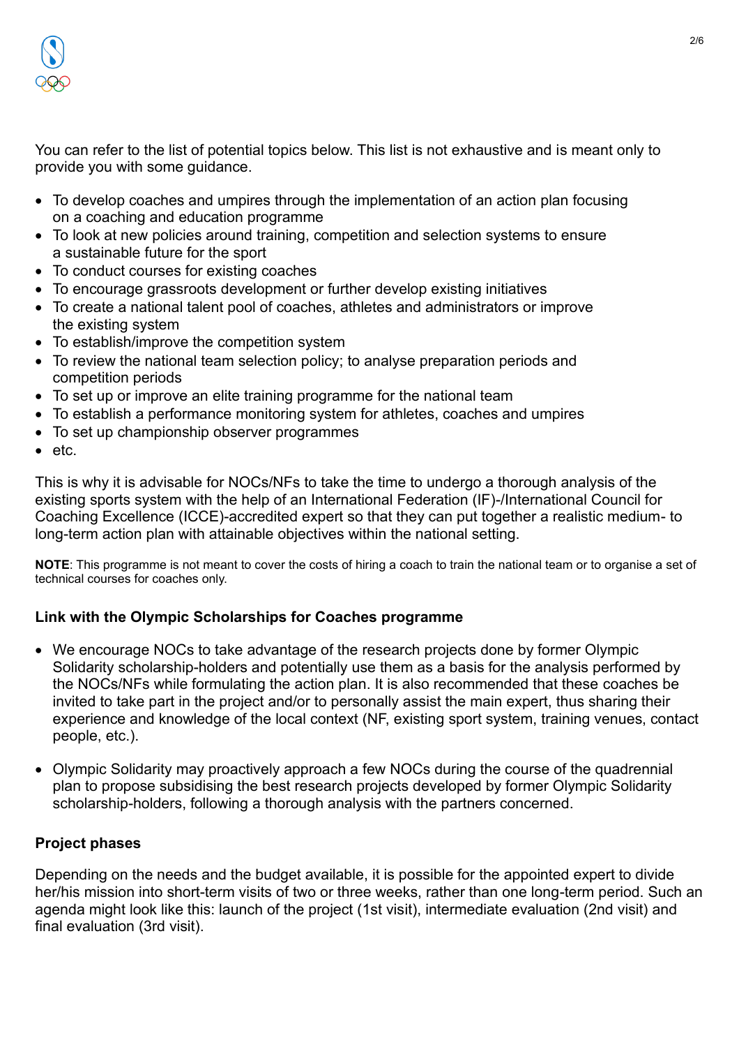You can refer to the list of potential topics below. This list is not exhaustive and is meant only to provide you with some guidance.

- To develop coaches and umpires through the implementation of an action plan focusing on a coaching and education programme
- To look at new policies around training, competition and selection systems to ensure a sustainable future for the sport
- To conduct courses for existing coaches
- To encourage grassroots development or further develop existing initiatives
- To create a national talent pool of coaches, athletes and administrators or improve the existing system
- To establish/improve the competition system
- To review the national team selection policy; to analyse preparation periods and competition periods
- To set up or improve an elite training programme for the national team
- To establish a performance monitoring system for athletes, coaches and umpires
- To set up championship observer programmes
- etc.

This is why it is advisable for NOCs/NFs to take the time to undergo a thorough analysis of the existing sports system with the help of an International Federation (IF)-/International Council for Coaching Excellence (ICCE)-accredited expert so that they can put together a realistic medium- to long-term action plan with attainable objectives within the national setting.

**NOTE**: This programme is not meant to cover the costs of hiring a coach to train the national team or to organise a set of technical courses for coaches only.

### Link with the Olympic Scholarships for Coaches programme

- We encourage NOCs to take advantage of the research projects done by former Olympic Solidarity scholarship-holders and potentially use them as a basis for the analysis performed by the NOCs/NFs while formulating the action plan. It is also recommended that these coaches be invited to take part in the project and/or to personally assist the main expert, thus sharing their experience and knowledge of the local context (NF, existing sport system, training venues, contact people, etc.).

- Olympic Solidarity may proactively approach a few NOCs during the course of the quadrennial plan to propose subsidising the best research projects developed by former Olympic Solidarity scholarship-holders, following a thorough analysis with the partners concerned.

### Project phases

Depending on the needs and the budget available, it is possible for the appointed expert to divide her/his mission into short-term visits of two or three weeks, rather than one long-term period. Such an agenda might look like this: launch of the project (1st visit), intermediate evaluation (2nd visit) and final evaluation (3rd visit).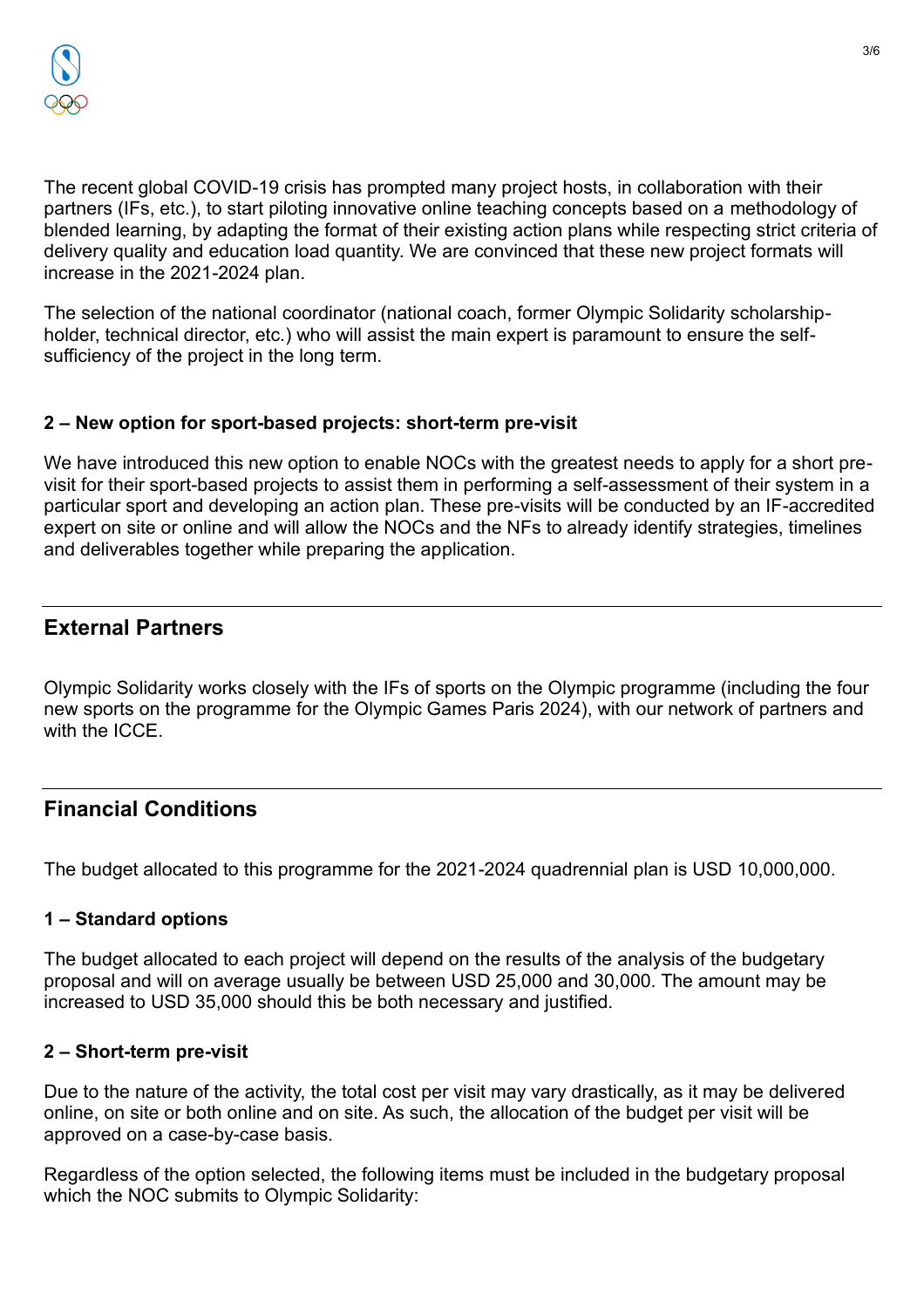The recent global COVID-19 crisis has prompted many project hosts, in collaboration with their partners (IFs, etc.), to start piloting innovative online teaching concepts based on a methodology of blended learning, by adapting the format of their existing action plans while respecting strict criteria of delivery quality and education load quantity. We are convinced that these new project formats will increase in the 2021-2024 plan.

The selection of the national coordinator (national coach, former Olympic Solidarity scholarship-holder, technical director, etc.) who will assist the main expert is paramount to ensure the self-sufficiency of the project in the long term.

### 2 – New option for sport-based projects: short-term pre-visit

We have introduced this new option to enable NOCs with the greatest needs to apply for a short pre-visit for their sport-based projects to assist them in performing a self-assessment of their system in a particular sport and developing an action plan. These pre-visits will be conducted by an IF-accredited expert on site or online and will allow the NOCs and the NFs to already identify strategies, timelines and deliverables together while preparing the application.

## External Partners

Olympic Solidarity works closely with the IFs of sports on the Olympic programme (including the four new sports on the programme for the Olympic Games Paris 2024), with our network of partners and with the ICCE.

## Financial Conditions

The budget allocated to this programme for the 2021-2024 quadrennial plan is USD 10,000,000.

### 1 – Standard options

The budget allocated to each project will depend on the results of the analysis of the budgetary proposal and will on average usually be between USD 25,000 and 30,000. The amount may be increased to USD 35,000 should this be both necessary and justified.

### 2 – Short-term pre-visit

Due to the nature of the activity, the total cost per visit may vary drastically, as it may be delivered online, on site or both online and on site. As such, the allocation of the budget per visit will be approved on a case-by-case basis.

Regardless of the option selected, the following items must be included in the budgetary proposal which the NOC submits to Olympic Solidarity: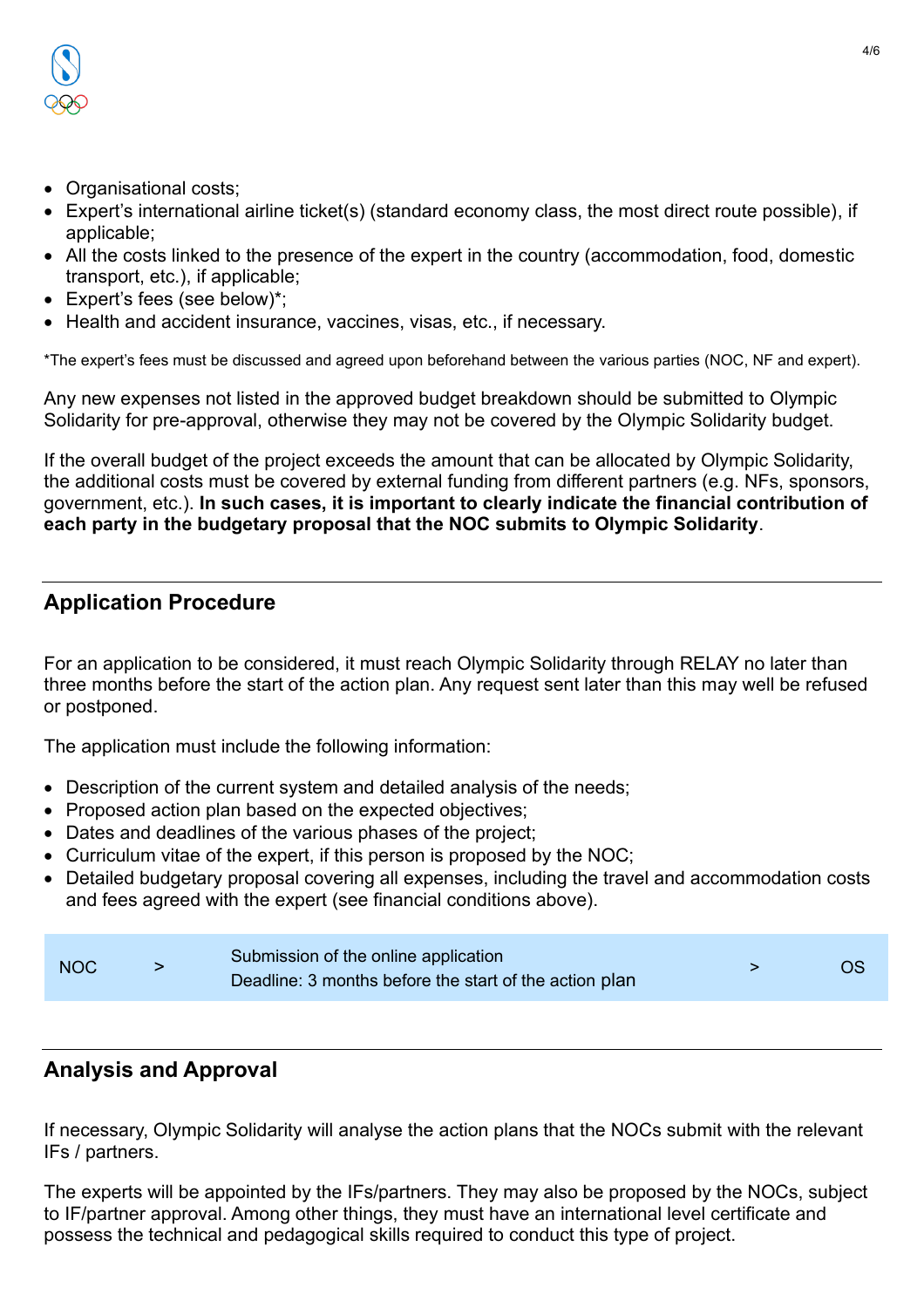- Organisational costs;
- Expert's international airline ticket(s) (standard economy class, the most direct route possible), if applicable;
- All the costs linked to the presence of the expert in the country (accommodation, food, domestic transport, etc.), if applicable;
- Expert's fees (see below)*;
- Health and accident insurance, vaccines, visas, etc., if necessary.

*The expert's fees must be discussed and agreed upon beforehand between the various parties (NOC, NF and expert).

Any new expenses not listed in the approved budget breakdown should be submitted to Olympic Solidarity for pre-approval, otherwise they may not be covered by the Olympic Solidarity budget.

If the overall budget of the project exceeds the amount that can be allocated by Olympic Solidarity, the additional costs must be covered by external funding from different partners (e.g. NFs, sponsors, government, etc.). **In such cases, it is important to clearly indicate the financial contribution of each party in the budgetary proposal that the NOC submits to Olympic Solidarity**.

## Application Procedure

For an application to be considered, it must reach Olympic Solidarity through RELAY no later than three months before the start of the action plan. Any request sent later than this may well be refused or postponed.

The application must include the following information:

- Description of the current system and detailed analysis of the needs;
- Proposed action plan based on the expected objectives;
- Dates and deadlines of the various phases of the project;
- Curriculum vitae of the expert, if this person is proposed by the NOC;
- Detailed budgetary proposal covering all expenses, including the travel and accommodation costs and fees agreed with the expert (see financial conditions above).

| NOC | > | Submission of the online application<br>Deadline: 3 months before the start of the action plan | > | OS |
|---|---|---|---|---|

## Analysis and Approval

If necessary, Olympic Solidarity will analyse the action plans that the NOCs submit with the relevant IFs / partners.

The experts will be appointed by the IFs/partners. They may also be proposed by the NOCs, subject to IF/partner approval. Among other things, they must have an international level certificate and possess the technical and pedagogical skills required to conduct this type of project.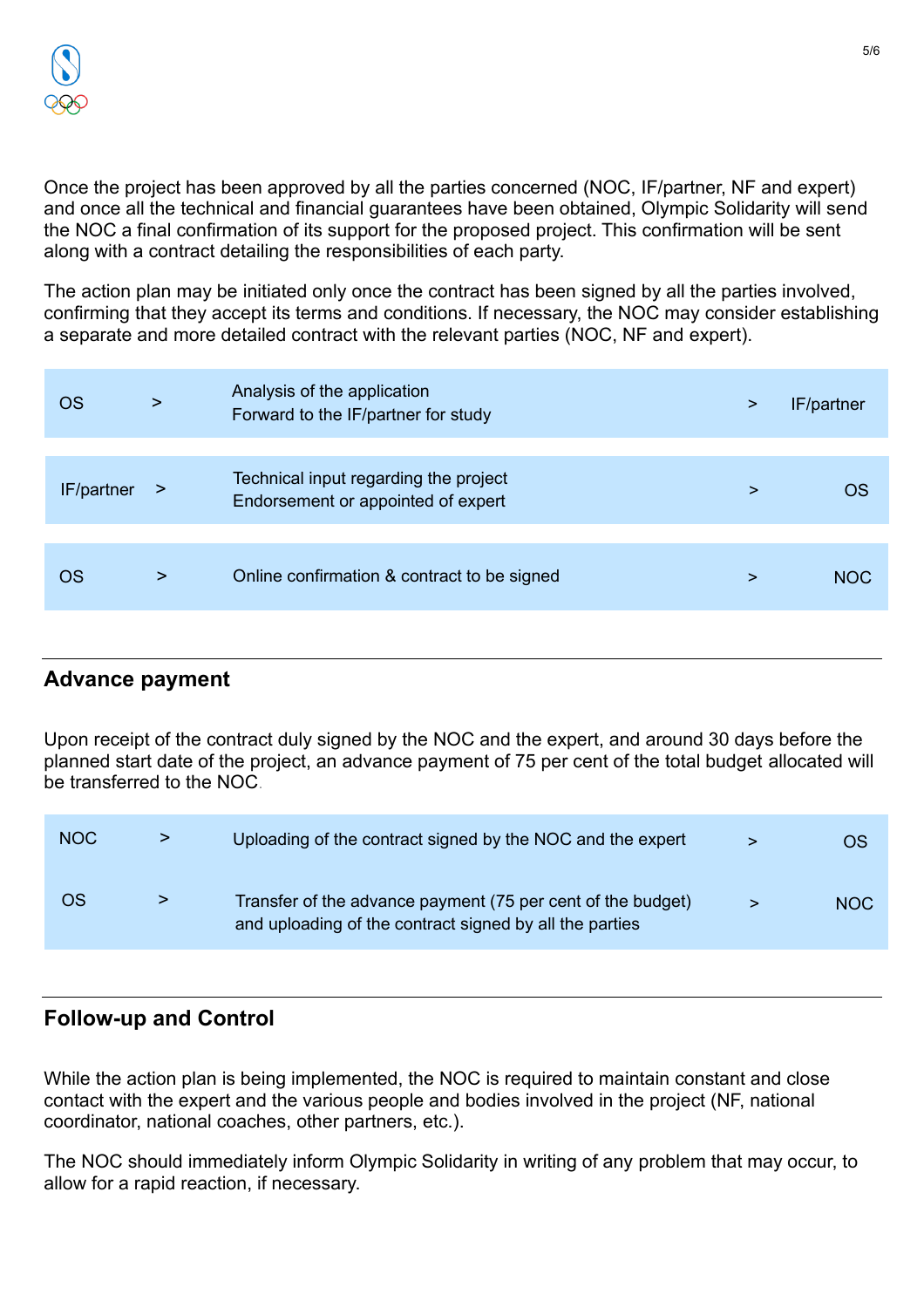Once the project has been approved by all the parties concerned (NOC, IF/partner, NF and expert) and once all the technical and financial guarantees have been obtained, Olympic Solidarity will send the NOC a final confirmation of its support for the proposed project. This confirmation will be sent along with a contract detailing the responsibilities of each party.

The action plan may be initiated only once the contract has been signed by all the parties involved, confirming that they accept its terms and conditions. If necessary, the NOC may consider establishing a separate and more detailed contract with the relevant parties (NOC, NF and expert).

| | | | | |
|---|---|---|---|---|
| OS | > | Analysis of the application<br>Forward to the IF/partner for study | > | IF/partner |
| IF/partner | > | Technical input regarding the project<br>Endorsement or appointed of expert | > | OS |
| OS | > | Online confirmation & contract to be signed | > | NOC |

## Advance payment

Upon receipt of the contract duly signed by the NOC and the expert, and around 30 days before the planned start date of the project, an advance payment of 75 per cent of the total budget allocated will be transferred to the NOC.

| | | | | |
|---|---|---|---|---|
| NOC | > | Uploading of the contract signed by the NOC and the expert | > | OS |
| OS | > | Transfer of the advance payment (75 per cent of the budget) and uploading of the contract signed by all the parties | > | NOC |

## Follow-up and Control

While the action plan is being implemented, the NOC is required to maintain constant and close contact with the expert and the various people and bodies involved in the project (NF, national coordinator, national coaches, other partners, etc.).

The NOC should immediately inform Olympic Solidarity in writing of any problem that may occur, to allow for a rapid reaction, if necessary.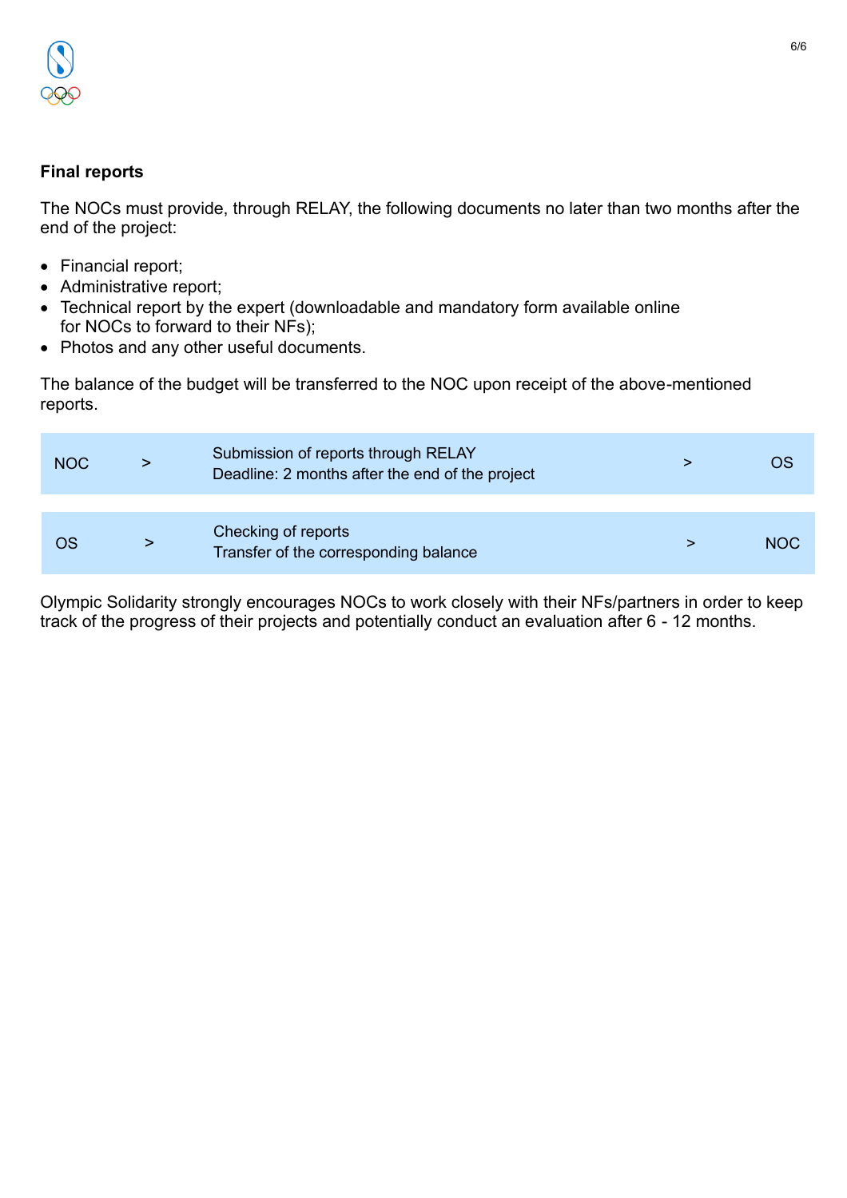**Final reports**

The NOCs must provide, through RELAY, the following documents no later than two months after the end of the project:

- Financial report;
- Administrative report;
- Technical report by the expert (downloadable and mandatory form available online for NOCs to forward to their NFs);
- Photos and any other useful documents.

The balance of the budget will be transferred to the NOC upon receipt of the above-mentioned reports.

| | | | | |
|---|---|---|---|---|
| NOC | > | Submission of reports through RELAY<br>Deadline: 2 months after the end of the project | > | OS |
| OS | > | Checking of reports<br>Transfer of the corresponding balance | > | NOC |

Olympic Solidarity strongly encourages NOCs to work closely with their NFs/partners in order to keep track of the progress of their projects and potentially conduct an evaluation after 6 - 12 months.